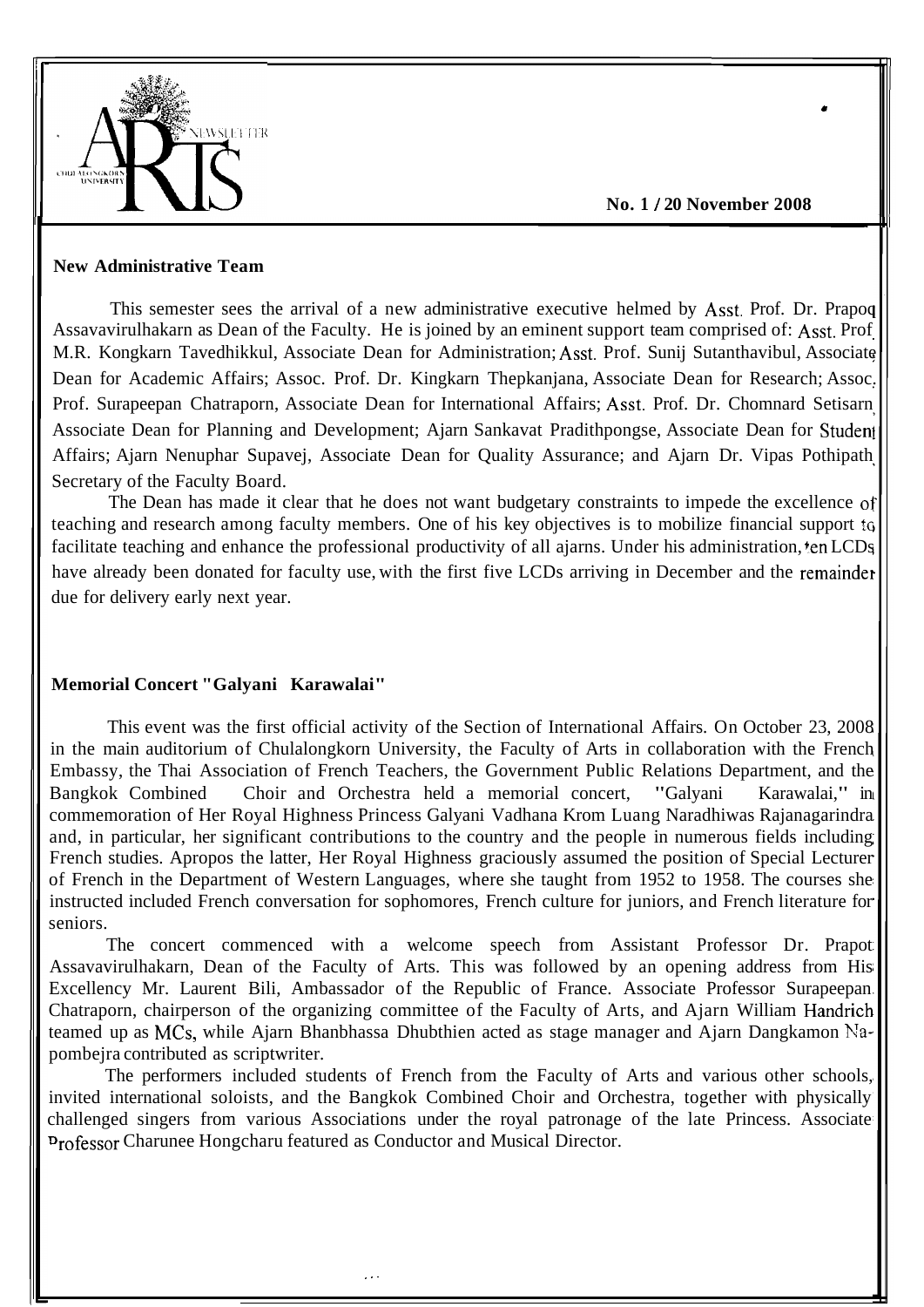ARTS NEWSLETTER
CHULALONGKORN UNIVERSITY

**No. 1 / 20 November 2008**

## New Administrative Team

This semester sees the arrival of a new administrative executive helmed by Asst. Prof. Dr. Prapod Assavavirulhakarn as Dean of the Faculty. He is joined by an eminent support team comprised of: Asst. Prof. M.R. Kongkarn Tavedhikkul, Associate Dean for Administration; Asst. Prof. Sunij Sutanthavibul, Associate Dean for Academic Affairs; Assoc. Prof. Dr. Kingkarn Thepkanjana, Associate Dean for Research; Assoc. Prof. Surapeepan Chatraporn, Associate Dean for International Affairs; Asst. Prof. Dr. Chomnard Setisarn, Associate Dean for Planning and Development; Ajarn Sankavat Pradithpongse, Associate Dean for Student Affairs; Ajarn Nenuphar Supavej, Associate Dean for Quality Assurance; and Ajarn Dr. Vipas Pothipath, Secretary of the Faculty Board.

The Dean has made it clear that he does not want budgetary constraints to impede the excellence of teaching and research among faculty members. One of his key objectives is to mobilize financial support to facilitate teaching and enhance the professional productivity of all ajarns. Under his administration, ten LCDs have already been donated for faculty use, with the first five LCDs arriving in December and the remainder due for delivery early next year.

## Memorial Concert "Galyani Karawalai"

This event was the first official activity of the Section of International Affairs. On October 23, 2008 in the main auditorium of Chulalongkorn University, the Faculty of Arts in collaboration with the French Embassy, the Thai Association of French Teachers, the Government Public Relations Department, and the Bangkok Combined Choir and Orchestra held a memorial concert, "Galyani Karawalai," in commemoration of Her Royal Highness Princess Galyani Vadhana Krom Luang Naradhiwas Rajanagarindra and, in particular, her significant contributions to the country and the people in numerous fields including French studies. Apropos the latter, Her Royal Highness graciously assumed the position of Special Lecturer of French in the Department of Western Languages, where she taught from 1952 to 1958. The courses she instructed included French conversation for sophomores, French culture for juniors, and French literature for seniors.

The concert commenced with a welcome speech from Assistant Professor Dr. Prapot Assavavirulhakarn, Dean of the Faculty of Arts. This was followed by an opening address from His Excellency Mr. Laurent Bili, Ambassador of the Republic of France. Associate Professor Surapeepan Chatraporn, chairperson of the organizing committee of the Faculty of Arts, and Ajarn William Handrich teamed up as MCs, while Ajarn Bhanbhassa Dhubthien acted as stage manager and Ajarn Dangkamon Na-pombejra contributed as scriptwriter.

The performers included students of French from the Faculty of Arts and various other schools, invited international soloists, and the Bangkok Combined Choir and Orchestra, together with physically challenged singers from various Associations under the royal patronage of the late Princess. Associate Professor Charunee Hongcharu featured as Conductor and Musical Director.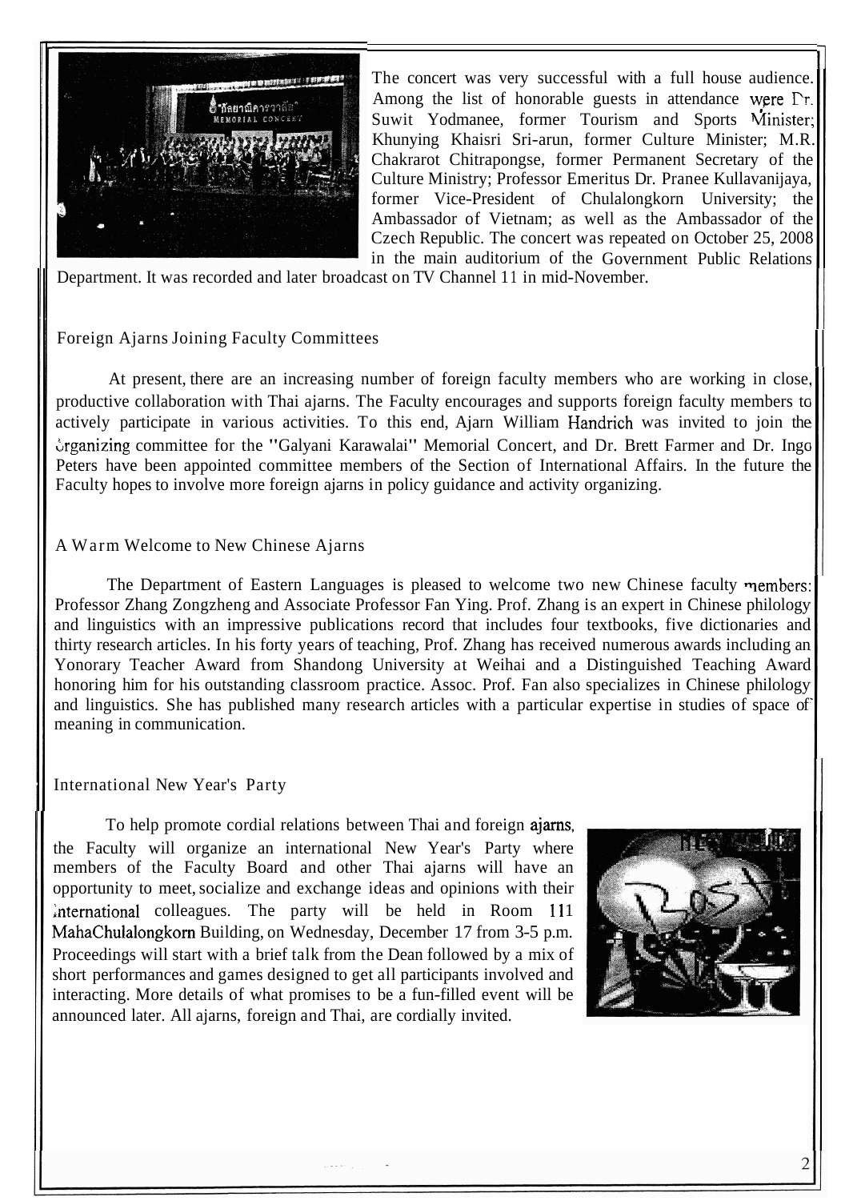The concert was very successful with a full house audience. Among the list of honorable guests in attendance were Dr. Suwit Yodmanee, former Tourism and Sports Minister; Khunying Khaisri Sri-arun, former Culture Minister; M.R. Chakrarot Chitrapongse, former Permanent Secretary of the Culture Ministry; Professor Emeritus Dr. Pranee Kullavanijaya, former Vice-President of Chulalongkorn University; the Ambassador of Vietnam; as well as the Ambassador of the Czech Republic. The concert was repeated on October 25, 2008 in the main auditorium of the Government Public Relations Department. It was recorded and later broadcast on TV Channel 11 in mid-November.

## Foreign Ajarns Joining Faculty Committees

At present, there are an increasing number of foreign faculty members who are working in close, productive collaboration with Thai ajarns. The Faculty encourages and supports foreign faculty members to actively participate in various activities. To this end, Ajarn William Handrich was invited to join the organizing committee for the "Galyani Karawalai" Memorial Concert, and Dr. Brett Farmer and Dr. Ingo Peters have been appointed committee members of the Section of International Affairs. In the future the Faculty hopes to involve more foreign ajarns in policy guidance and activity organizing.

## A Warm Welcome to New Chinese Ajarns

The Department of Eastern Languages is pleased to welcome two new Chinese faculty members: Professor Zhang Zongzheng and Associate Professor Fan Ying. Prof. Zhang is an expert in Chinese philology and linguistics with an impressive publications record that includes four textbooks, five dictionaries and thirty research articles. In his forty years of teaching, Prof. Zhang has received numerous awards including an Yonorary Teacher Award from Shandong University at Weihai and a Distinguished Teaching Award honoring him for his outstanding classroom practice. Assoc. Prof. Fan also specializes in Chinese philology and linguistics. She has published many research articles with a particular expertise in studies of space of meaning in communication.

## International New Year's Party

To help promote cordial relations between Thai and foreign ajarns, the Faculty will organize an international New Year's Party where members of the Faculty Board and other Thai ajarns will have an opportunity to meet, socialize and exchange ideas and opinions with their international colleagues. The party will be held in Room 111 MahaChulalongkorn Building, on Wednesday, December 17 from 3-5 p.m. Proceedings will start with a brief talk from the Dean followed by a mix of short performances and games designed to get all participants involved and interacting. More details of what promises to be a fun-filled event will be announced later. All ajarns, foreign and Thai, are cordially invited.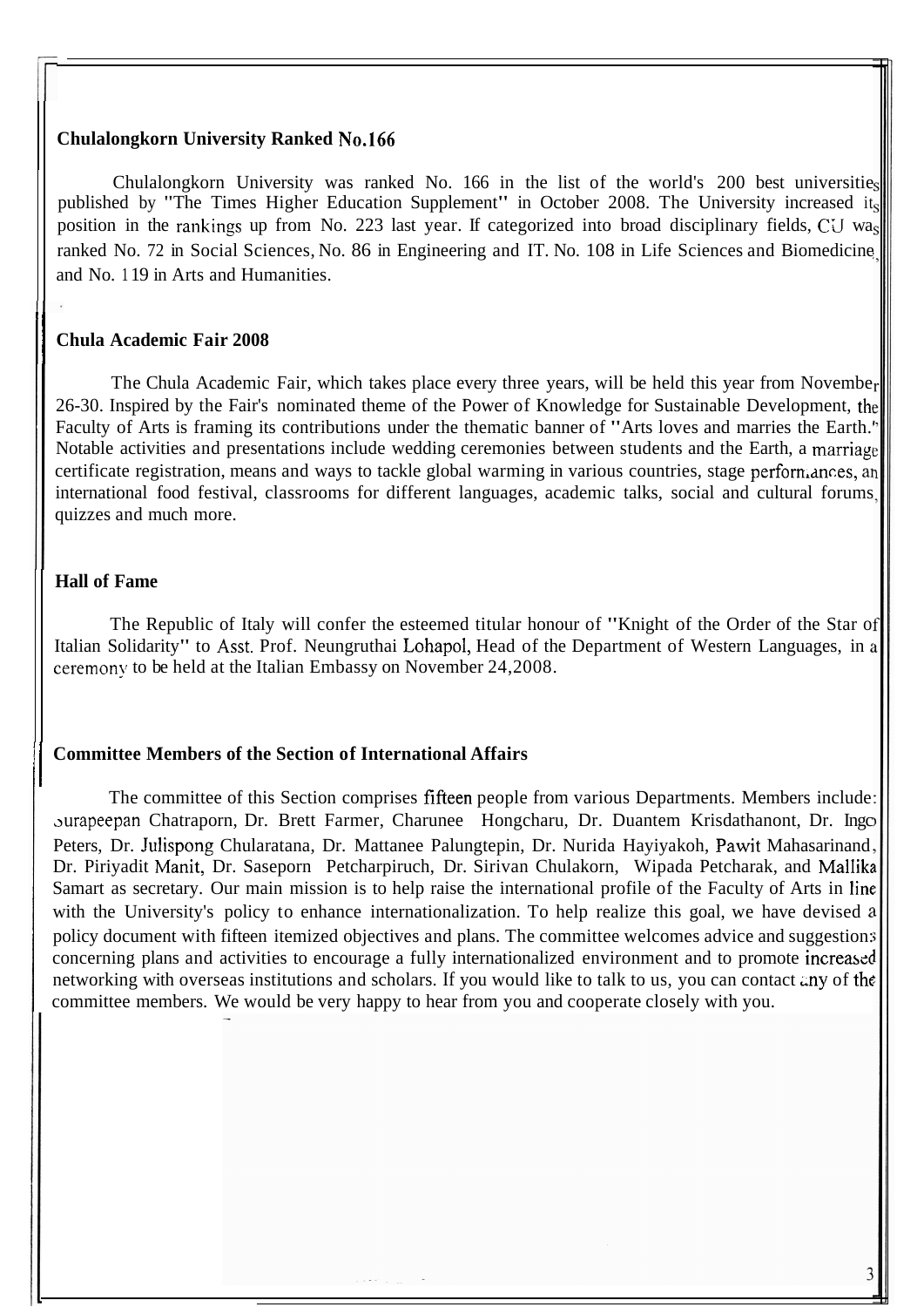## Chulalongkorn University Ranked No.166

Chulalongkorn University was ranked No. 166 in the list of the world's 200 best universities published by "The Times Higher Education Supplement" in October 2008. The University increased its position in the rankings up from No. 223 last year. If categorized into broad disciplinary fields, CU was ranked No. 72 in Social Sciences, No. 86 in Engineering and IT. No. 108 in Life Sciences and Biomedicine, and No. 119 in Arts and Humanities.

## Chula Academic Fair 2008

The Chula Academic Fair, which takes place every three years, will be held this year from November 26-30. Inspired by the Fair's nominated theme of the Power of Knowledge for Sustainable Development, the Faculty of Arts is framing its contributions under the thematic banner of "Arts loves and marries the Earth." Notable activities and presentations include wedding ceremonies between students and the Earth, a marriage certificate registration, means and ways to tackle global warming in various countries, stage performances, an international food festival, classrooms for different languages, academic talks, social and cultural forums, quizzes and much more.

## Hall of Fame

The Republic of Italy will confer the esteemed titular honour of "Knight of the Order of the Star of Italian Solidarity" to Asst. Prof. Neungruthai Lohapol, Head of the Department of Western Languages, in a ceremony to be held at the Italian Embassy on November 24,2008.

## Committee Members of the Section of International Affairs

The committee of this Section comprises fifteen people from various Departments. Members include: Surapeepan Chatraporn, Dr. Brett Farmer, Charunee Hongcharu, Dr. Duantem Krisdathanont, Dr. Ingo Peters, Dr. Julispong Chularatana, Dr. Mattanee Palungtepin, Dr. Nurida Hayiyakoh, Pawit Mahasarinand, Dr. Piriyadit Manit, Dr. Saseporn Petcharpiruch, Dr. Sirivan Chulakorn, Wipada Petcharak, and Mallika Samart as secretary. Our main mission is to help raise the international profile of the Faculty of Arts in line with the University's policy to enhance internationalization. To help realize this goal, we have devised a policy document with fifteen itemized objectives and plans. The committee welcomes advice and suggestions concerning plans and activities to encourage a fully internationalized environment and to promote increased networking with overseas institutions and scholars. If you would like to talk to us, you can contact any of the committee members. We would be very happy to hear from you and cooperate closely with you.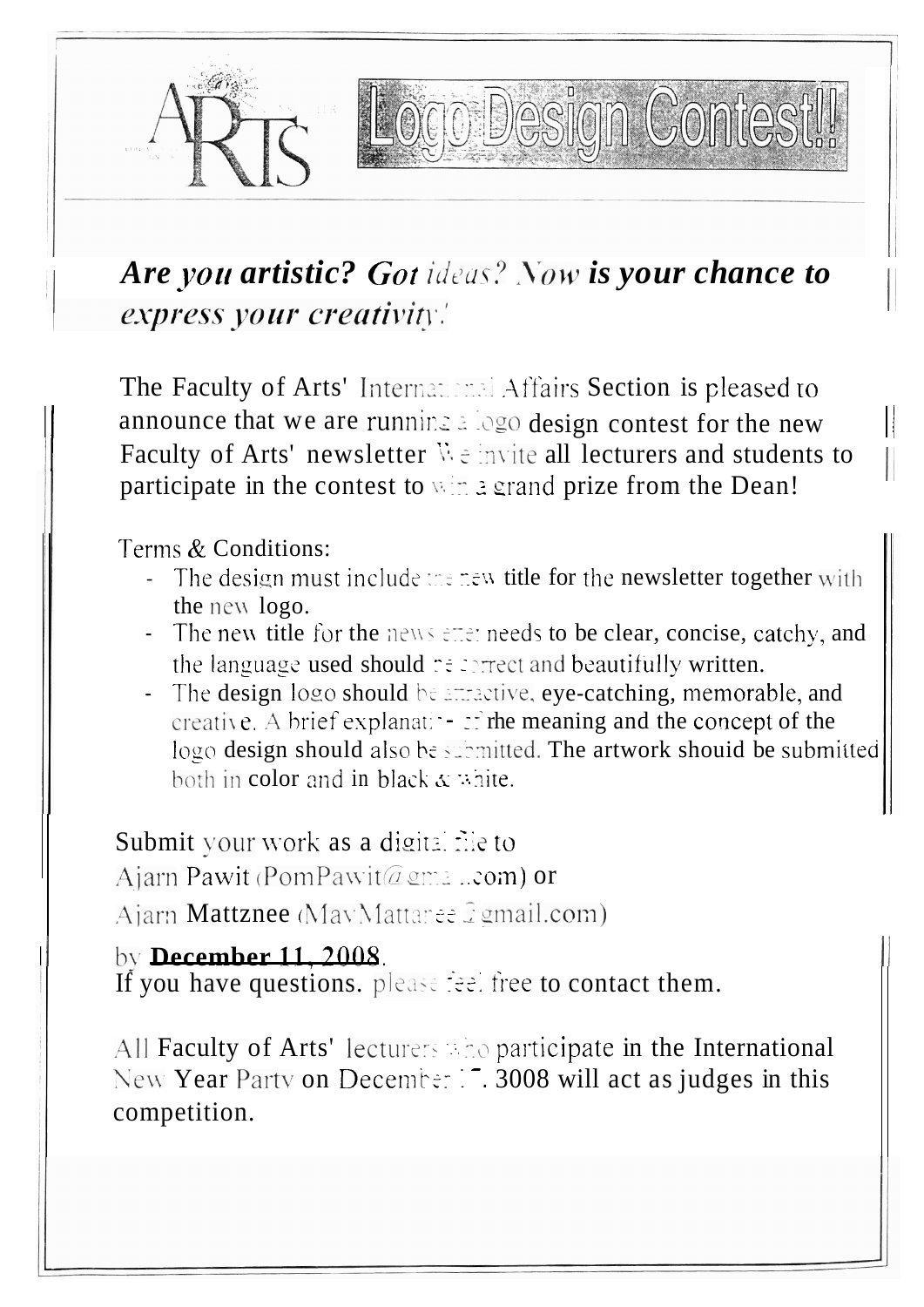ARTS

# Logo Design Contest!!

***Are you artistic? Got ideas? Now is your chance to express your creativity!***

The Faculty of Arts' International Affairs Section is pleased to announce that we are running a logo design contest for the new Faculty of Arts' newsletter. We invite all lecturers and students to participate in the contest to win a grand prize from the Dean!

Terms & Conditions:

- The design must include the new title for the newsletter together with the new logo.
- The new title for the newsletter needs to be clear, concise, catchy, and the language used should be correct and beautifully written.
- The design logo should be attractive, eye-catching, memorable, and creative. A brief explanation of the meaning and the concept of the logo design should also be submitted. The artwork shouid be submitted both in color and in black & white.

Submit your work as a digital file to
Ajarn Pawit (PomPawit@gma...com) or
Ajarn Mattznee (MayMattaree@gmail.com)

by **December 11, 2008**.
If you have questions, please feel free to contact them.

All Faculty of Arts' lecturers who participate in the International New Year Party on December 17, 3008 will act as judges in this competition.